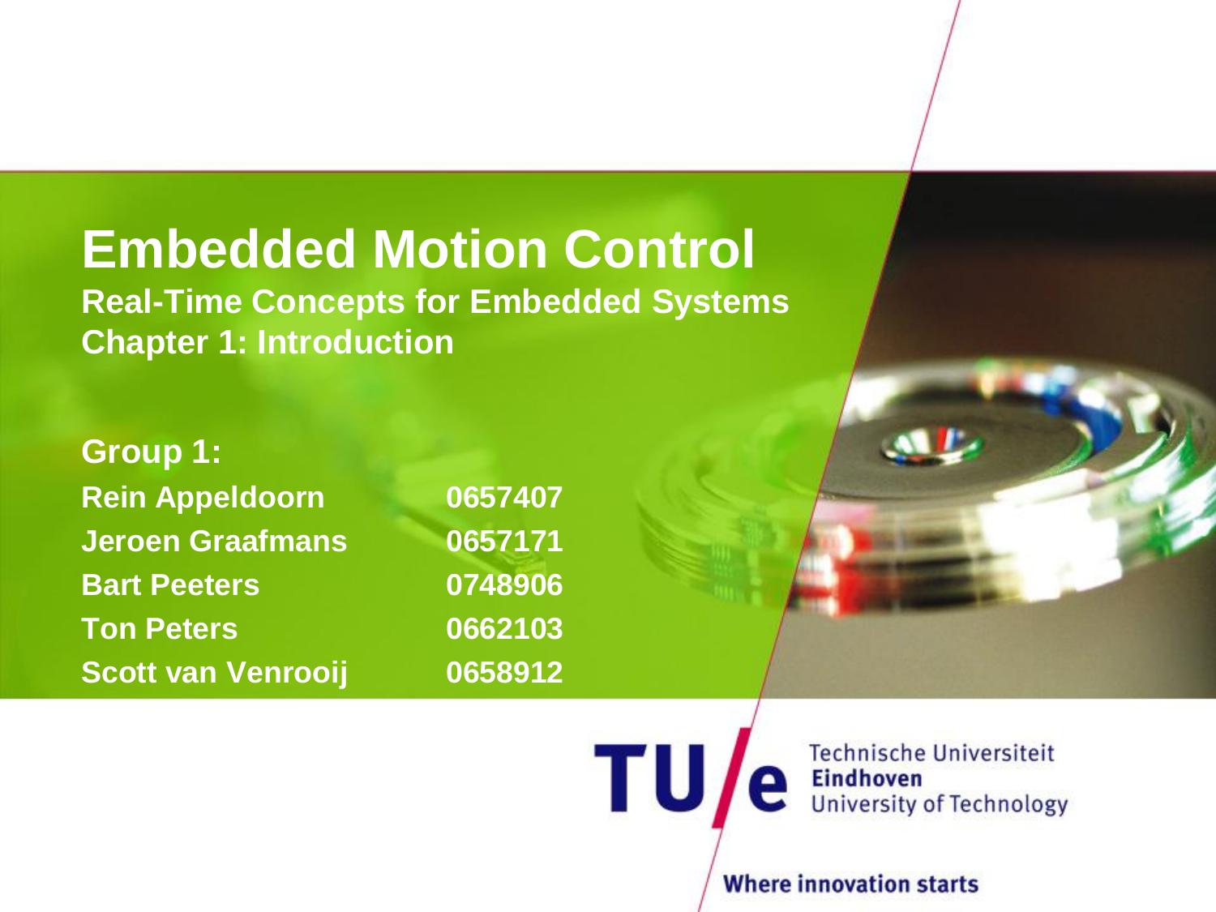# Embedded Motion Control

## Real-Time Concepts for Embedded Systems

## Chapter 1: Introduction

**Group 1:**

| | |
|---|---|
| Rein Appeldoorn | 0657407 |
| Jeroen Graafmans | 0657171 |
| Bart Peeters | 0748906 |
| Ton Peters | 0662103 |
| Scott van Venrooij | 0658912 |

TU/e Technische Universiteit **Eindhoven** University of Technology

**Where innovation starts**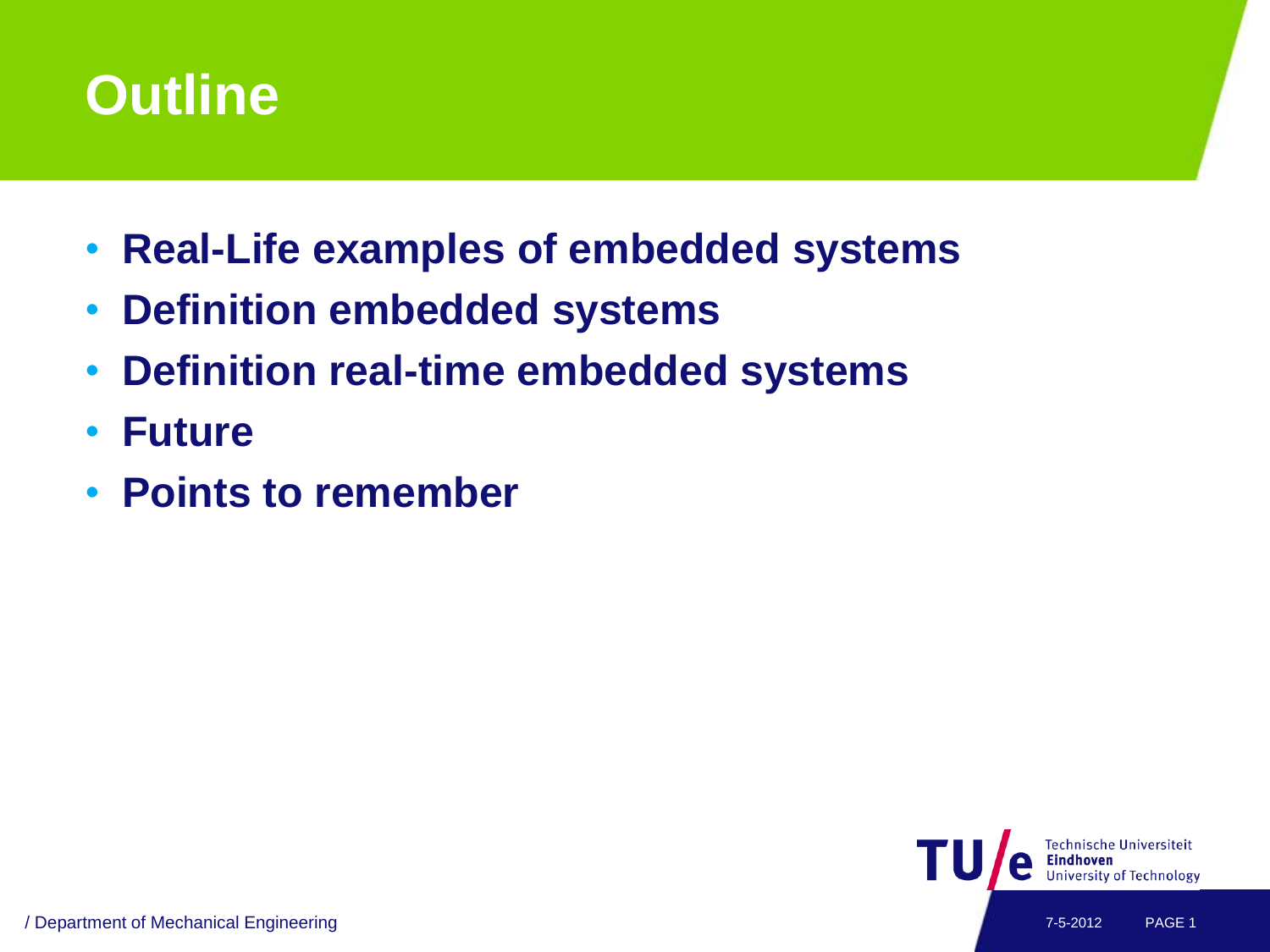# Outline

- **Real-Life examples of embedded systems**
- **Definition embedded systems**
- **Definition real-time embedded systems**
- **Future**
- **Points to remember**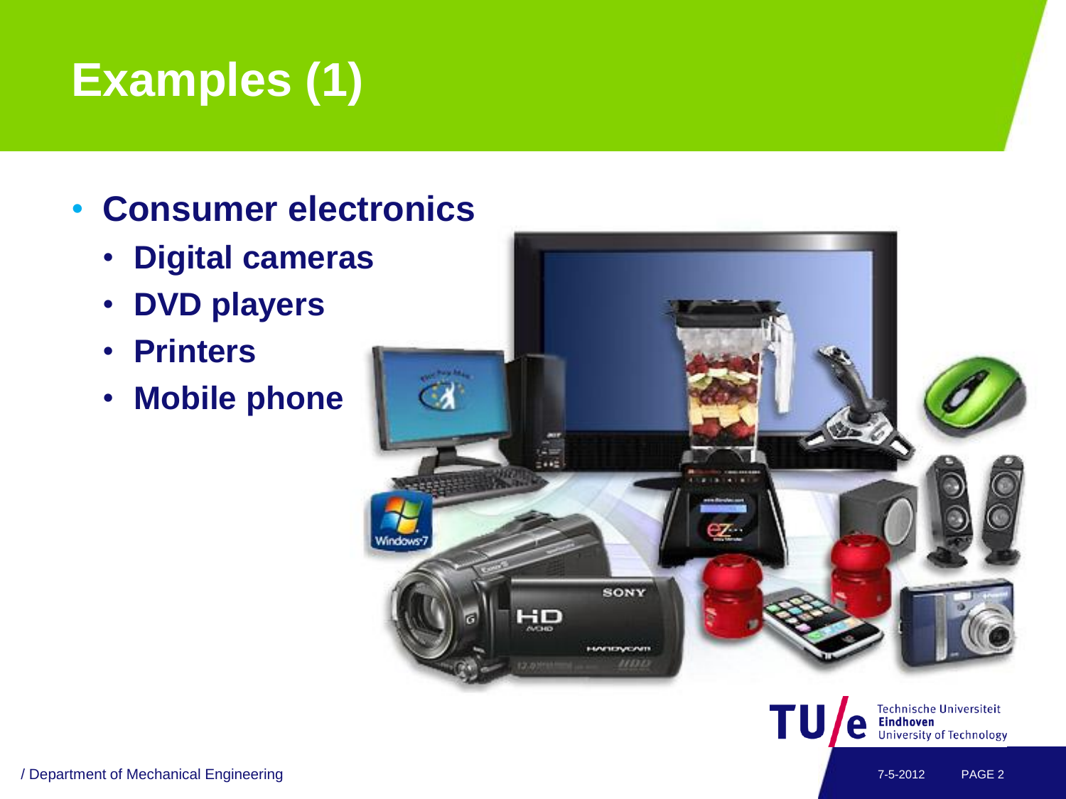# Examples (1)

- **Consumer electronics**
  - **Digital cameras**
  - **DVD players**
  - **Printers**
  - **Mobile phone**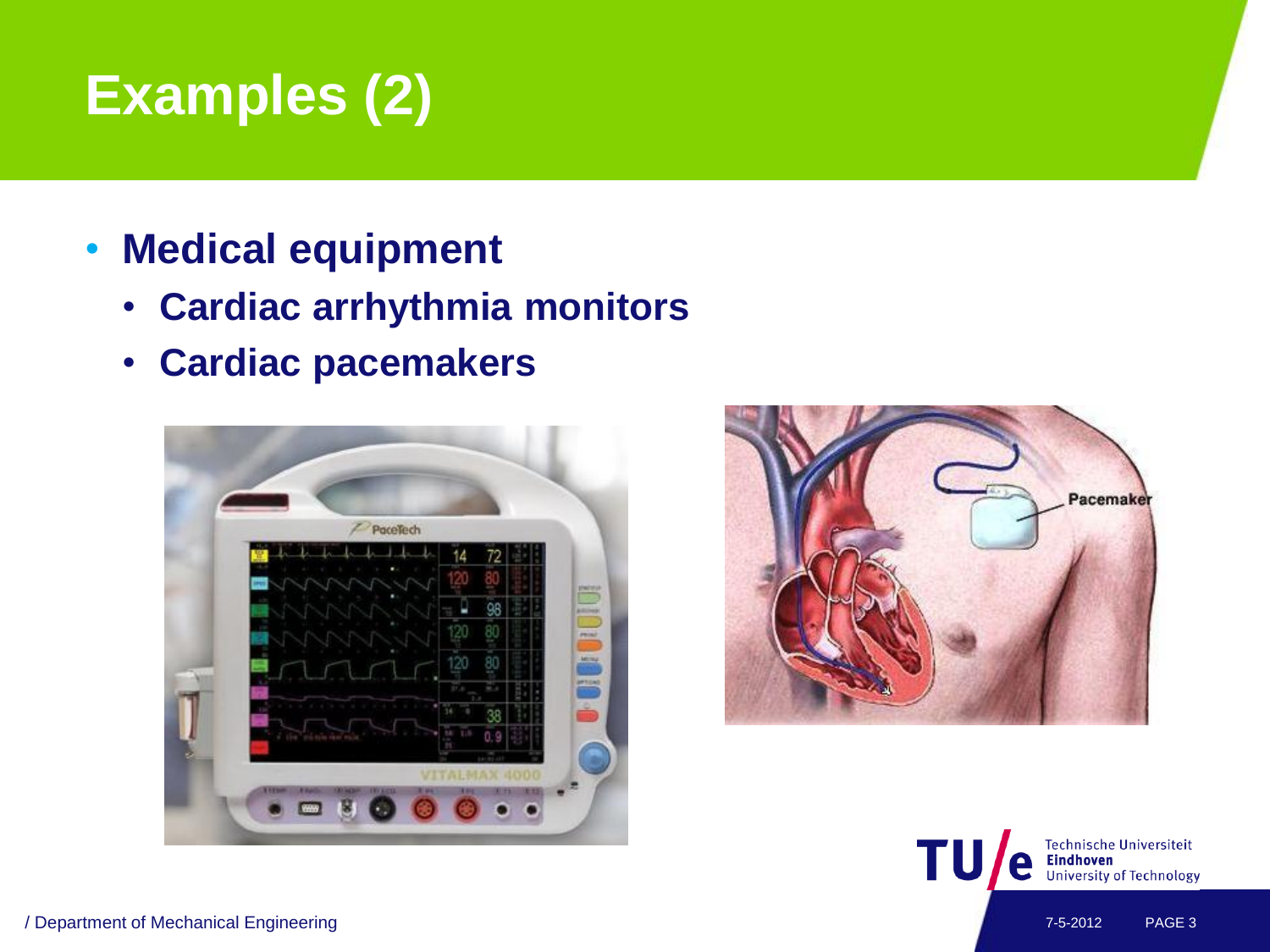# Examples (2)

- **Medical equipment**
  - **Cardiac arrhythmia monitors**
  - **Cardiac pacemakers**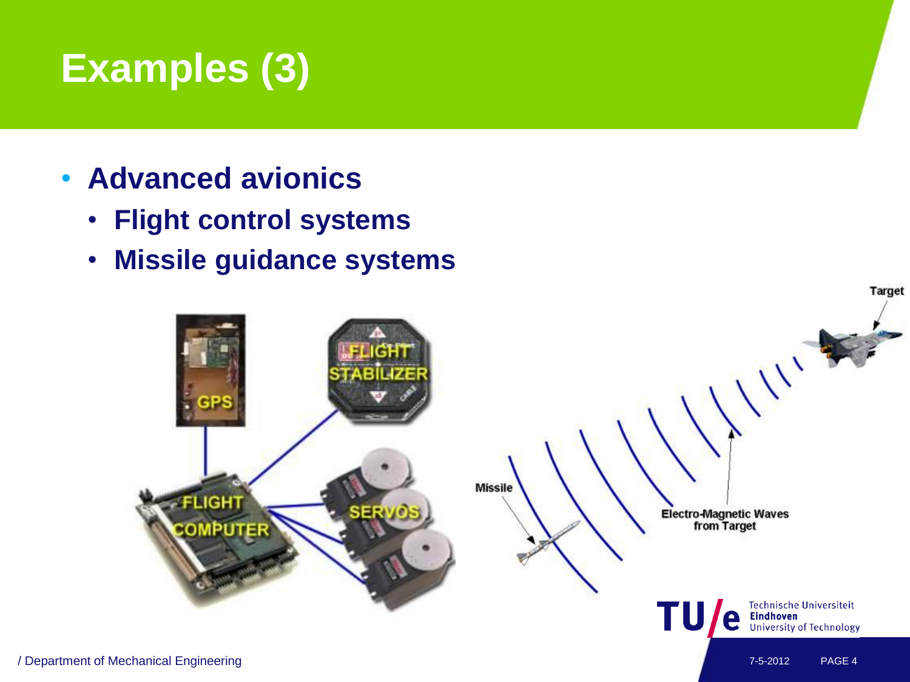# Examples (3)

- **Advanced avionics**
  - **Flight control systems**
  - **Missile guidance systems**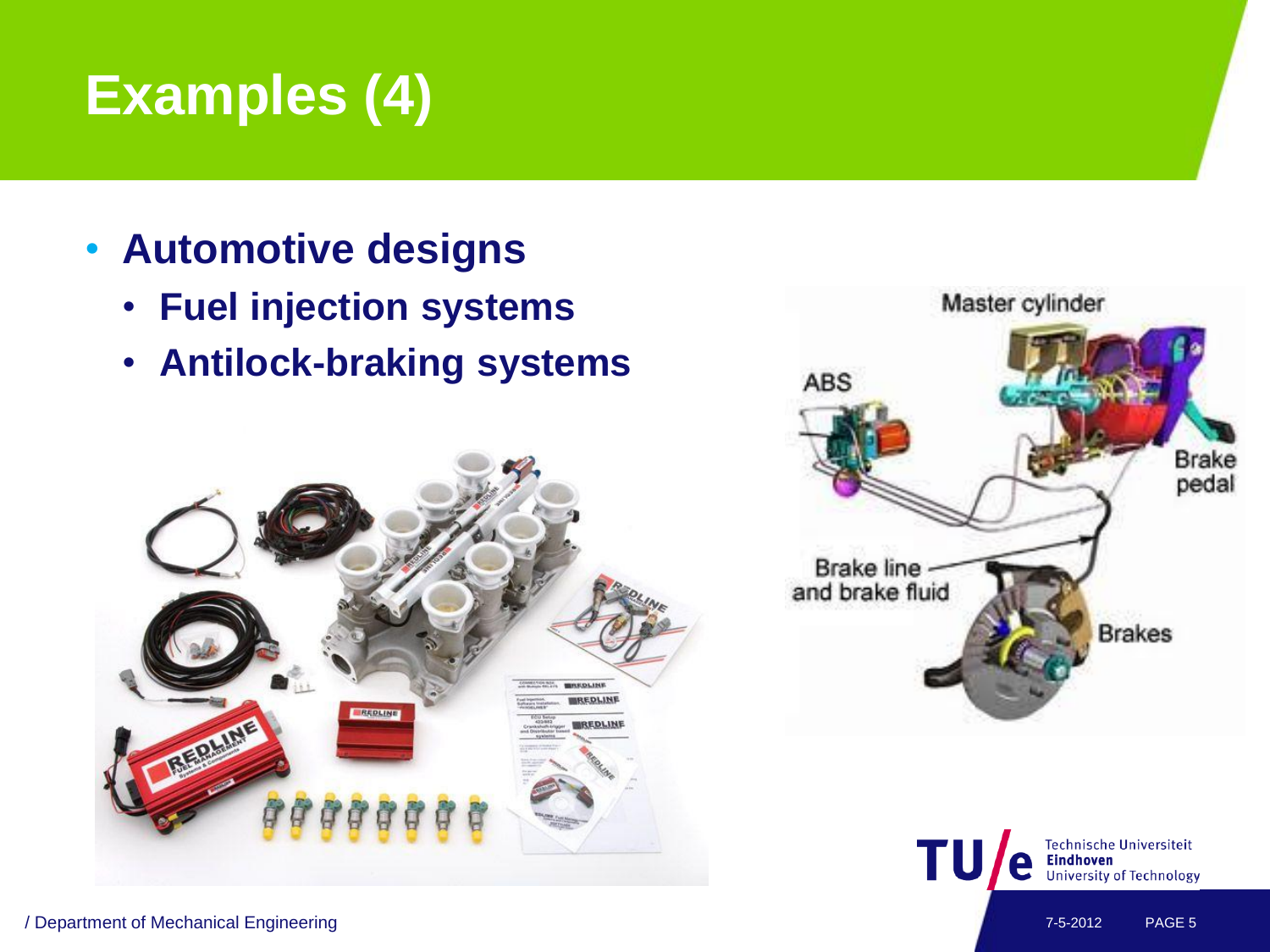# Examples (4)

- **Automotive designs**
  - **Fuel injection systems**
  - **Antilock-braking systems**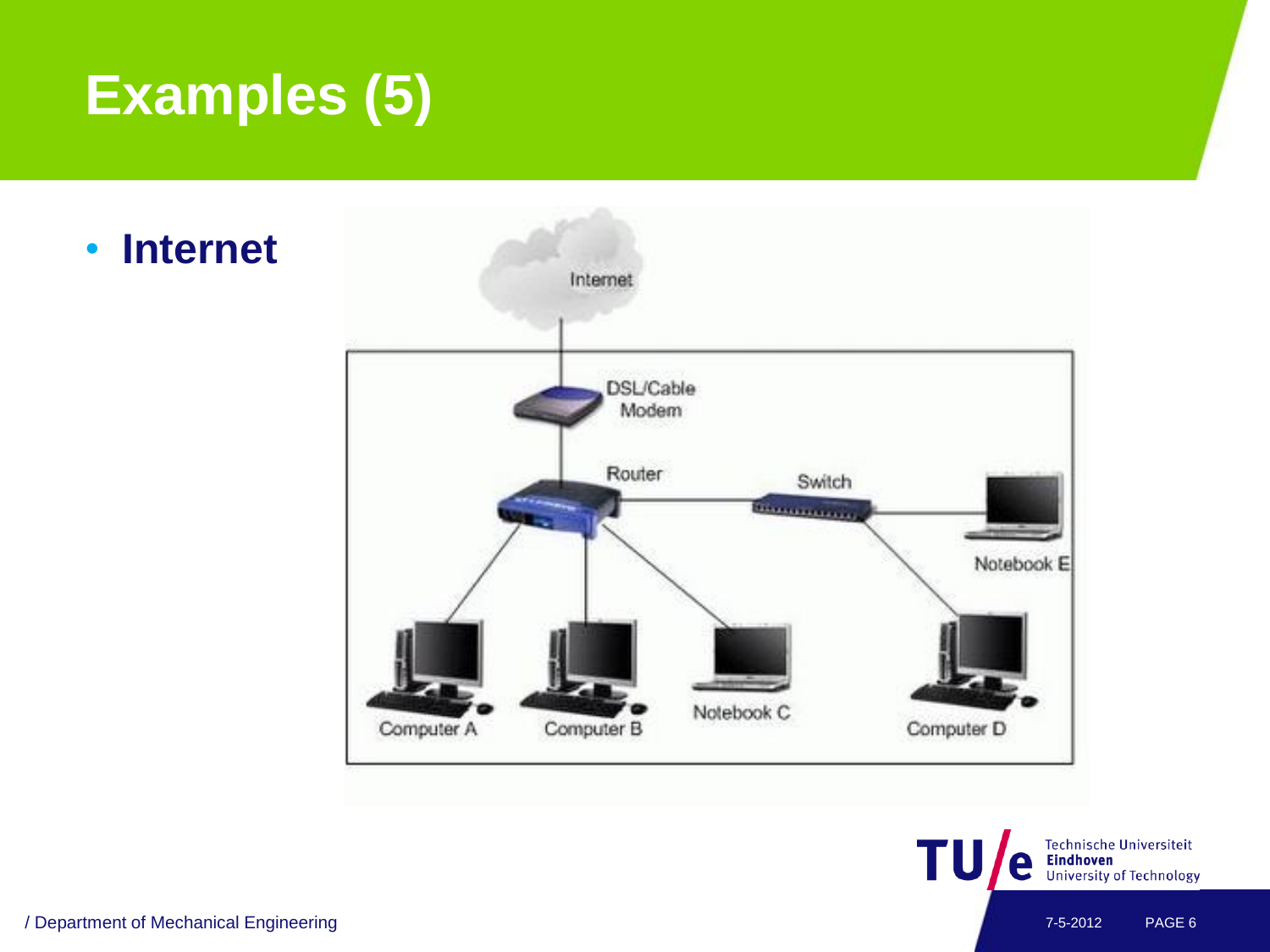# Examples (5)

- **Internet**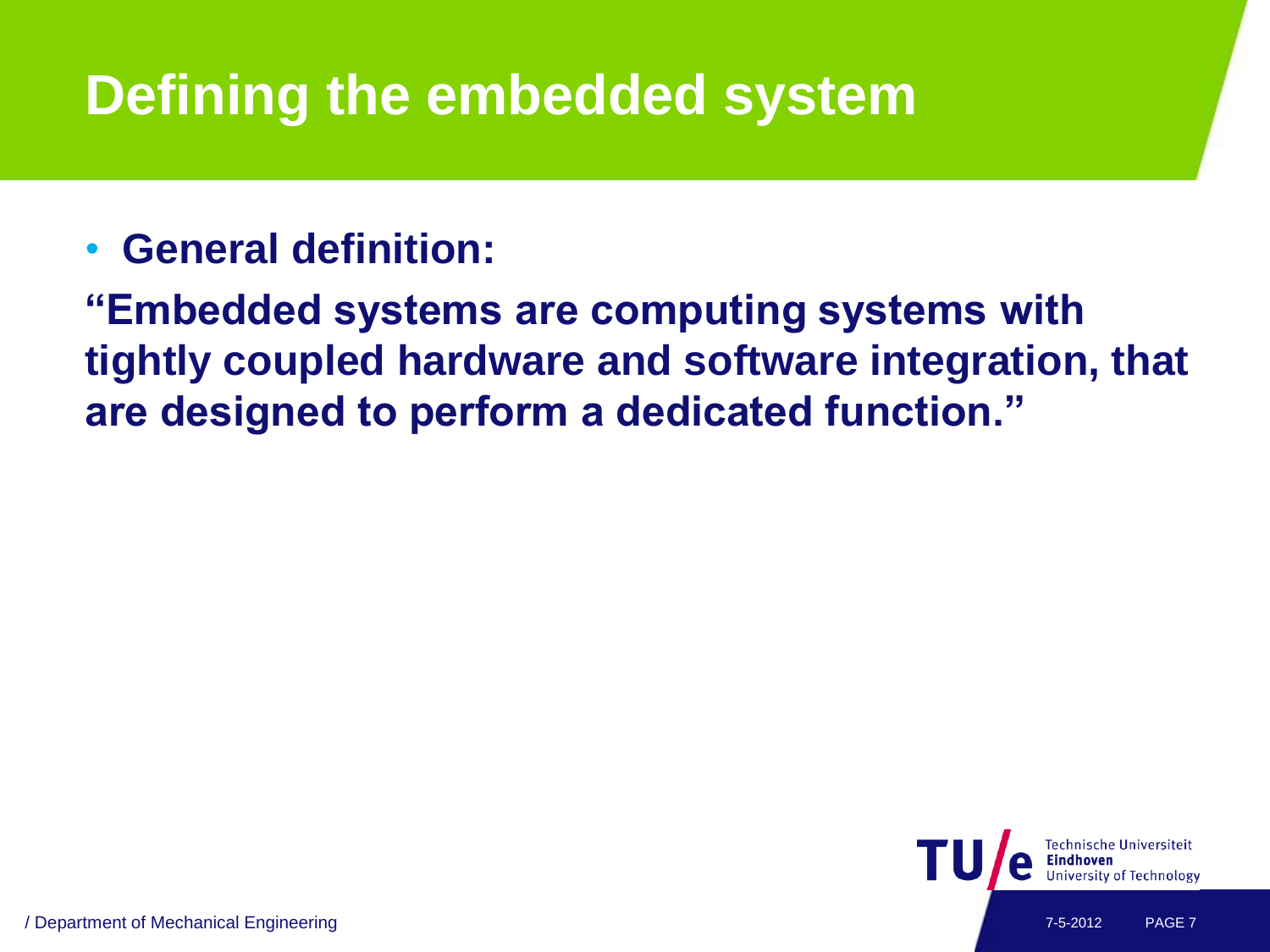# Defining the embedded system

- **General definition:**

**"Embedded systems are computing systems with tightly coupled hardware and software integration, that are designed to perform a dedicated function."**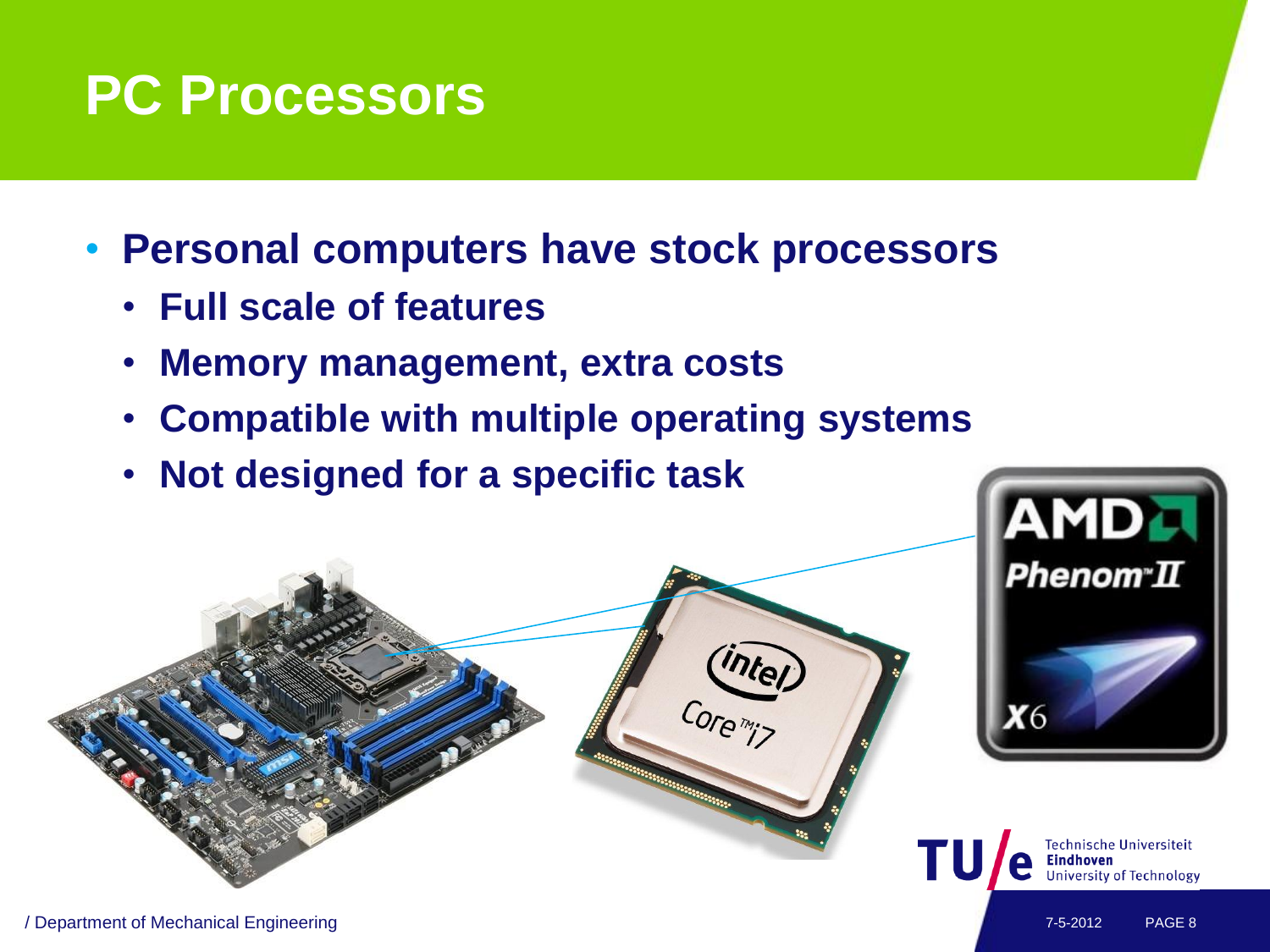# PC Processors

- **Personal computers have stock processors**
  - **Full scale of features**
  - **Memory management, extra costs**
  - **Compatible with multiple operating systems**
  - **Not designed for a specific task**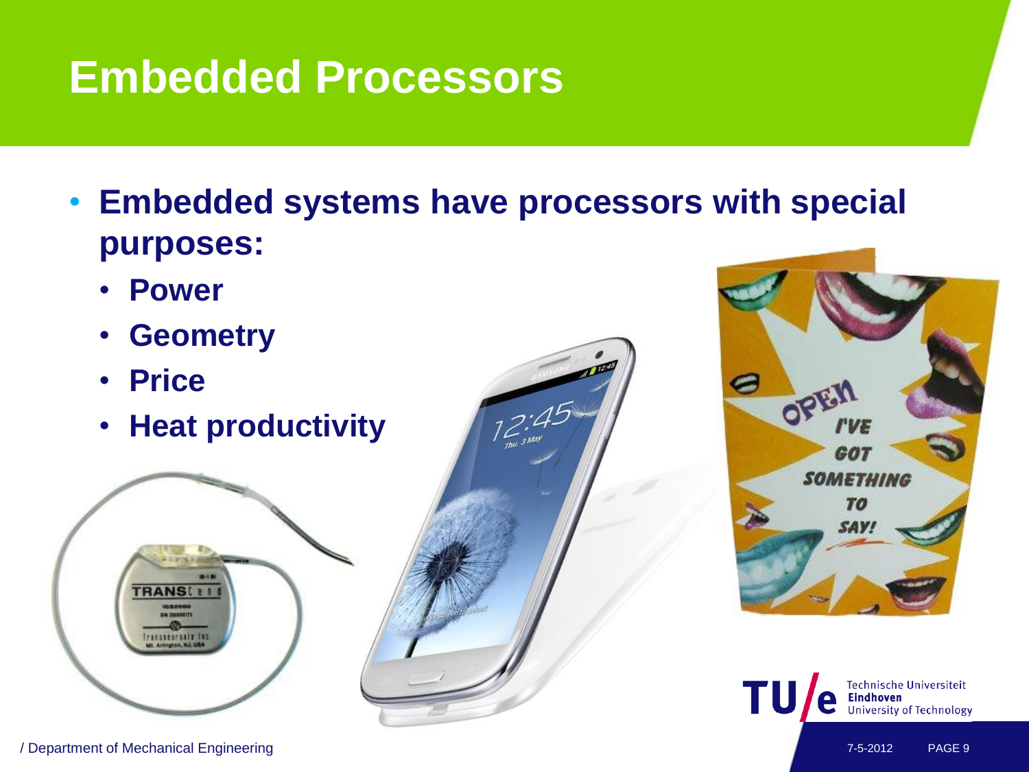# Embedded Processors

- **Embedded systems have processors with special purposes:**
  - **Power**
  - **Geometry**
  - **Price**
  - **Heat productivity**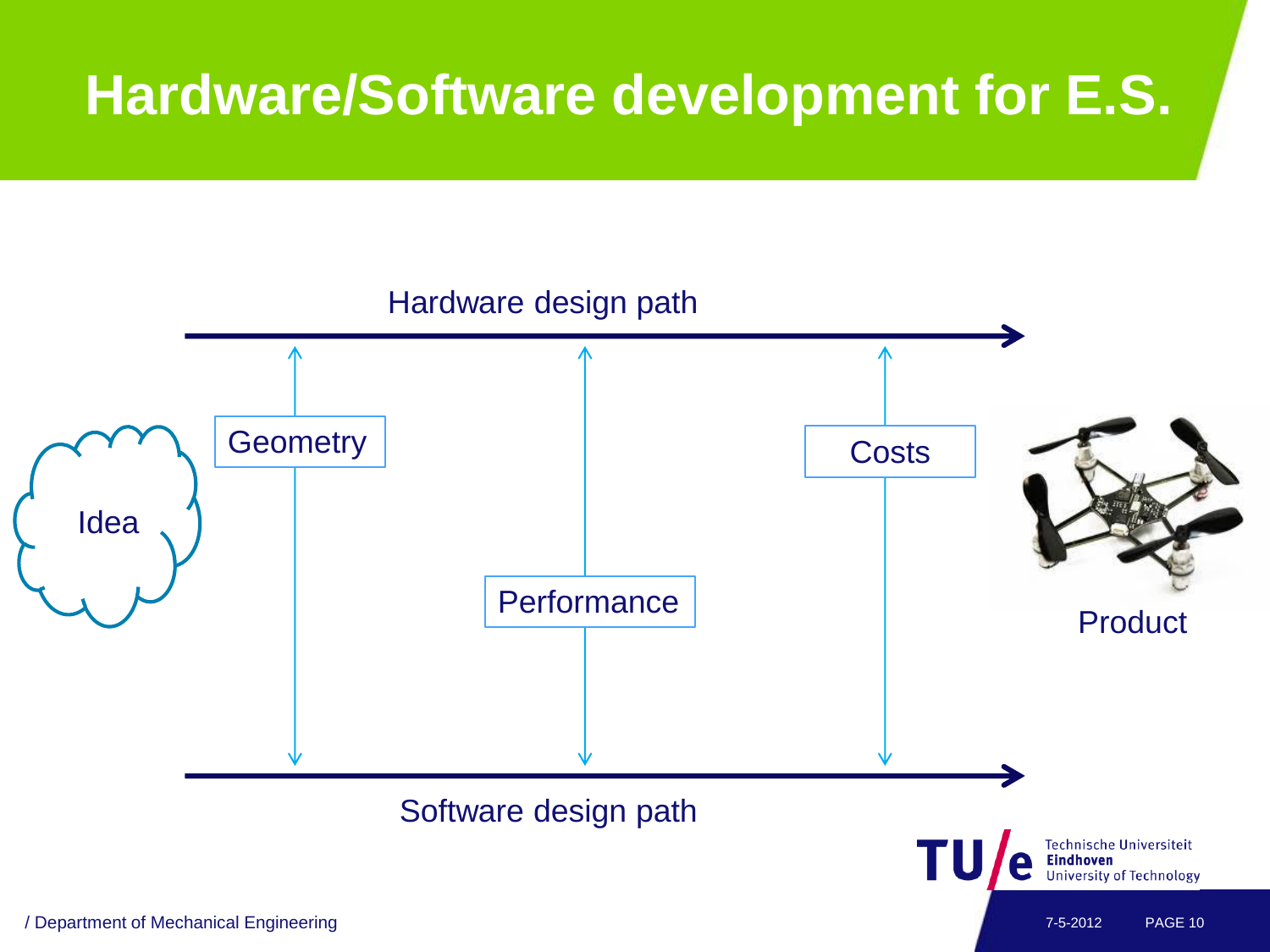# Hardware/Software development for E.S.

Hardware design path

Idea

Geometry

Performance

Costs

Product

Software design path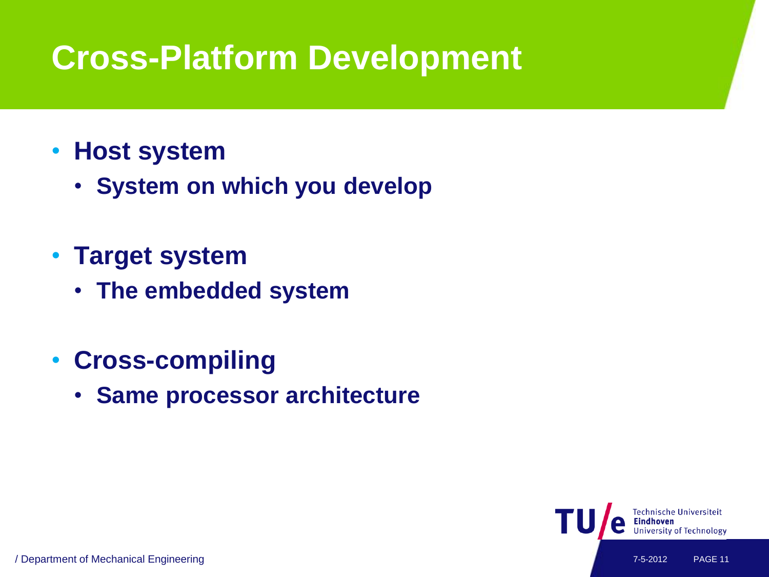# Cross-Platform Development

- **Host system**
  - **System on which you develop**
- **Target system**
  - **The embedded system**
- **Cross-compiling**
  - **Same processor architecture**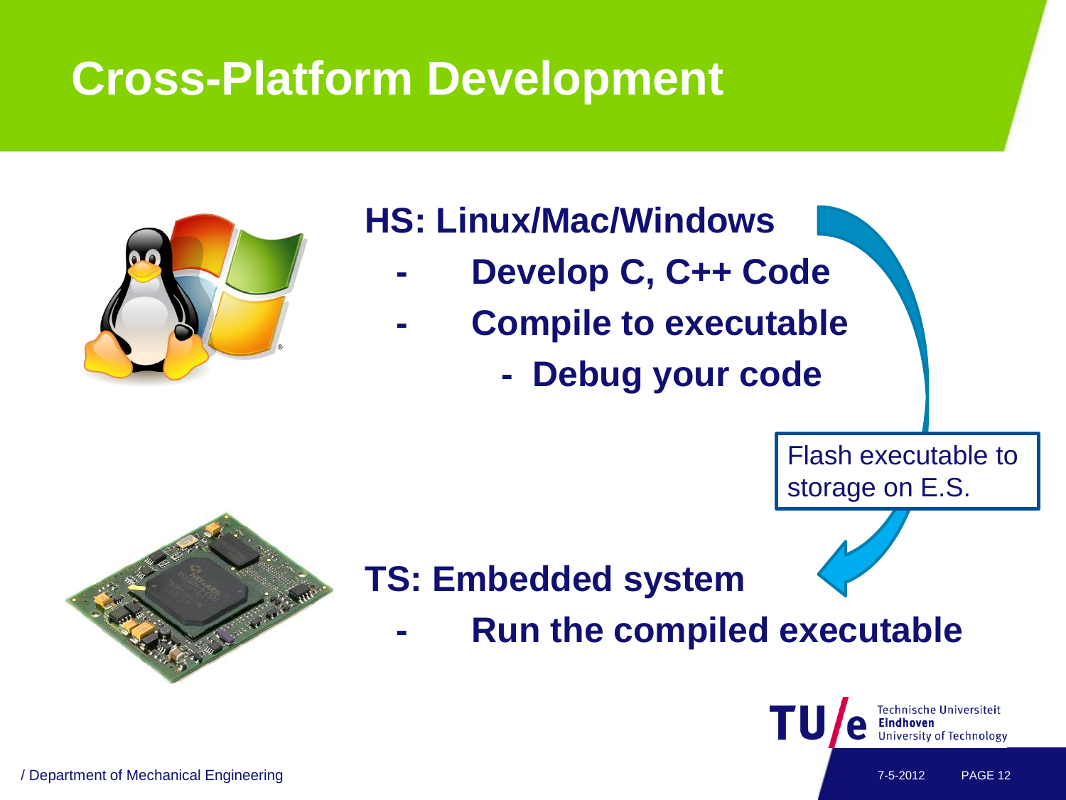# Cross-Platform Development

**HS: Linux/Mac/Windows**

- **Develop C, C++ Code**
- **Compile to executable**
  - **Debug your code**

Flash executable to storage on E.S.

**TS: Embedded system**

- **Run the compiled executable**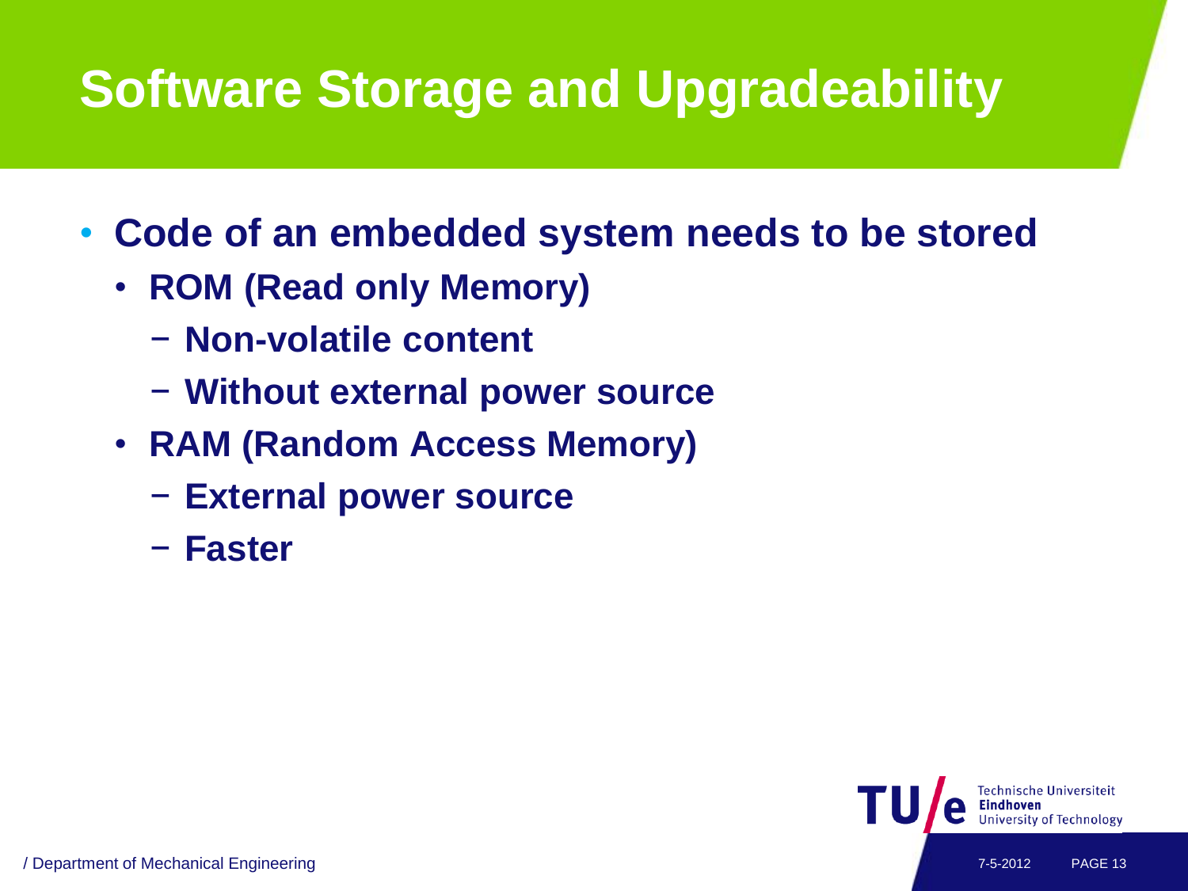# Software Storage and Upgradeability

- Code of an embedded system needs to be stored
  - ROM (Read only Memory)
    - Non-volatile content
    - Without external power source
  - RAM (Random Access Memory)
    - External power source
    - Faster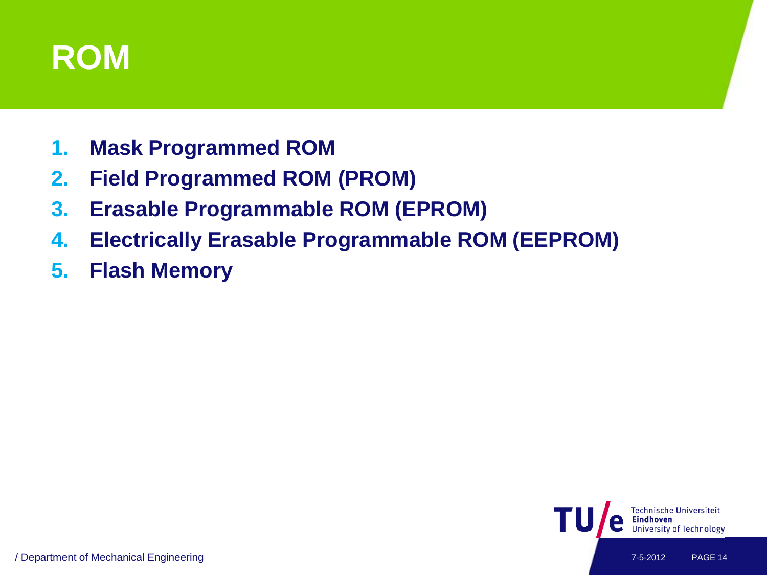# ROM

1. **Mask Programmed ROM**
2. **Field Programmed ROM (PROM)**
3. **Erasable Programmable ROM (EPROM)**
4. **Electrically Erasable Programmable ROM (EEPROM)**
5. **Flash Memory**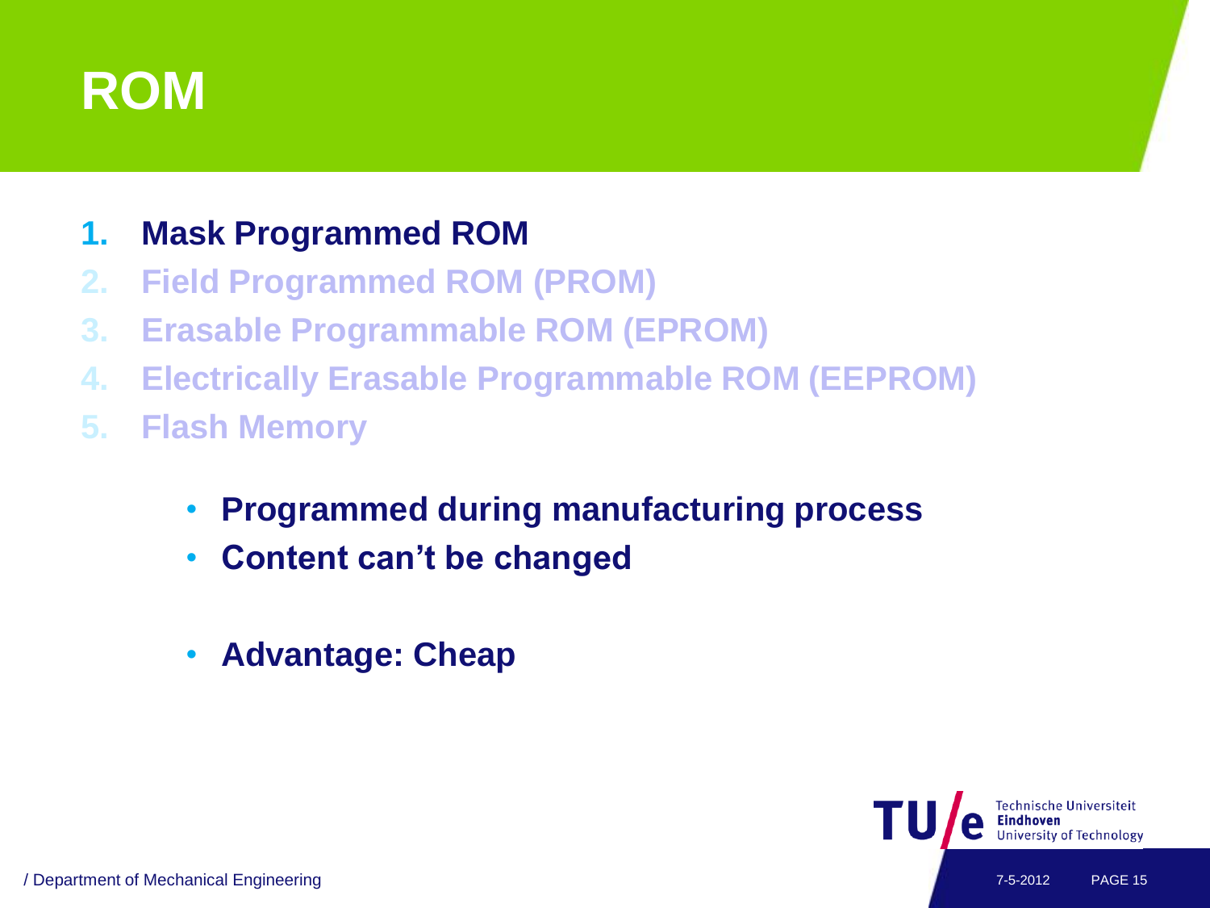# ROM

1. **Mask Programmed ROM**
2. **Field Programmed ROM (PROM)**
3. **Erasable Programmable ROM (EPROM)**
4. **Electrically Erasable Programmable ROM (EEPROM)**
5. **Flash Memory**

- **Programmed during manufacturing process**
- **Content can't be changed**

- **Advantage: Cheap**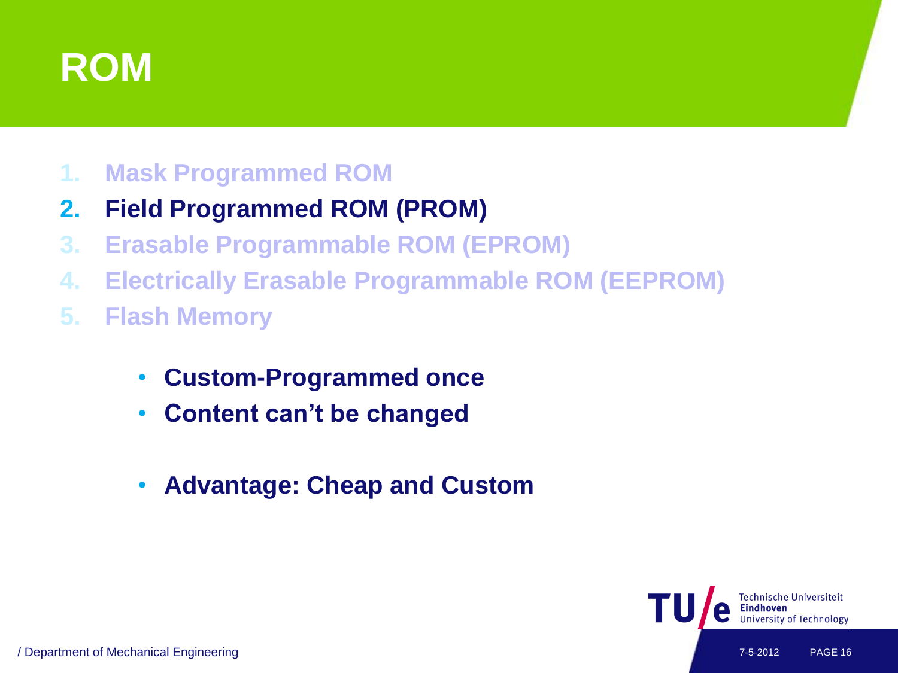# ROM

1. Mask Programmed ROM
2. **Field Programmed ROM (PROM)**
3. Erasable Programmable ROM (EPROM)
4. Electrically Erasable Programmable ROM (EEPROM)
5. Flash Memory

- **Custom-Programmed once**
- **Content can't be changed**

- **Advantage: Cheap and Custom**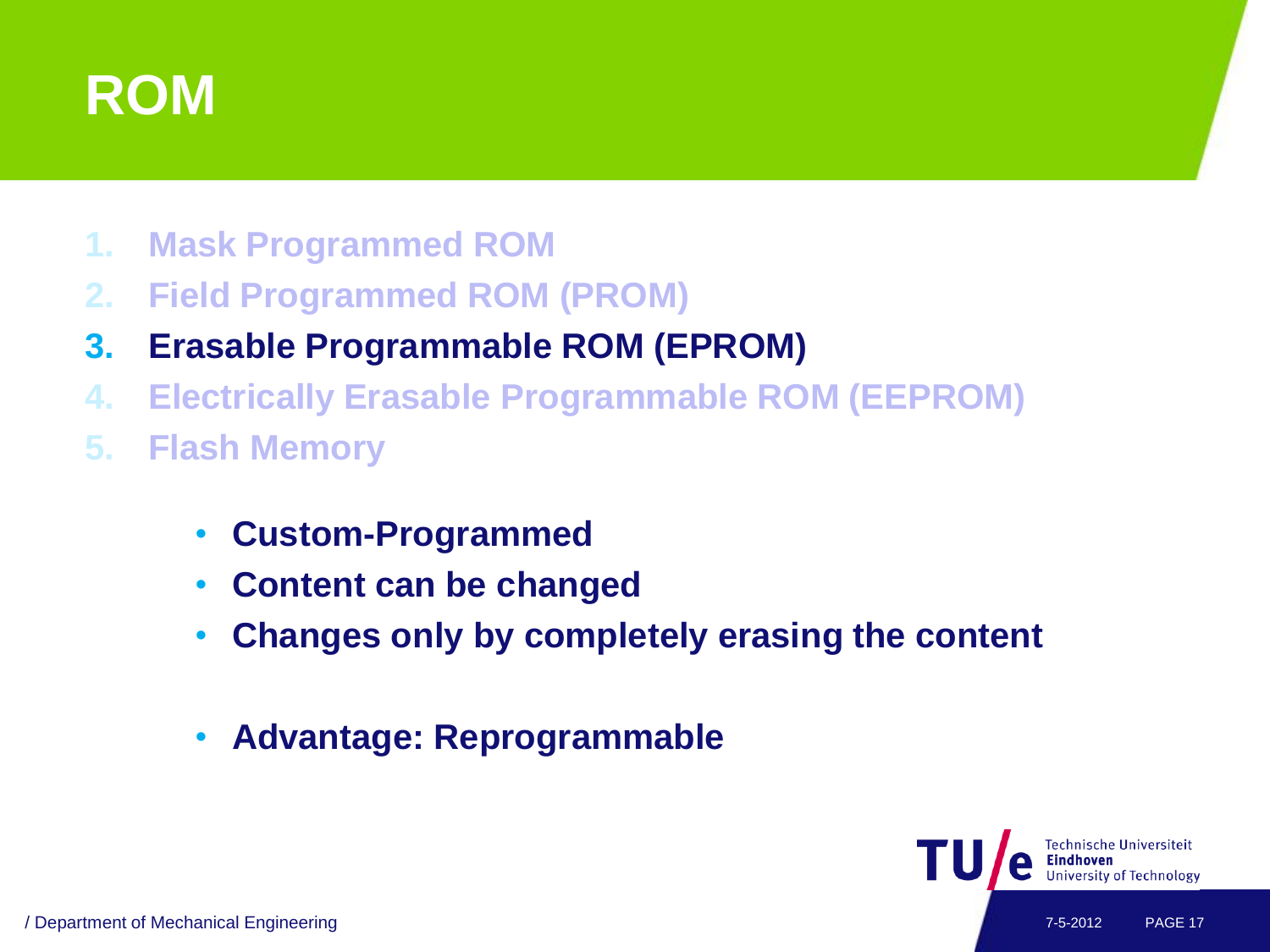# ROM

1. Mask Programmed ROM
2. Field Programmed ROM (PROM)
3. **Erasable Programmable ROM (EPROM)**
4. Electrically Erasable Programmable ROM (EEPROM)
5. Flash Memory

- **Custom-Programmed**
- **Content can be changed**
- **Changes only by completely erasing the content**

- **Advantage: Reprogrammable**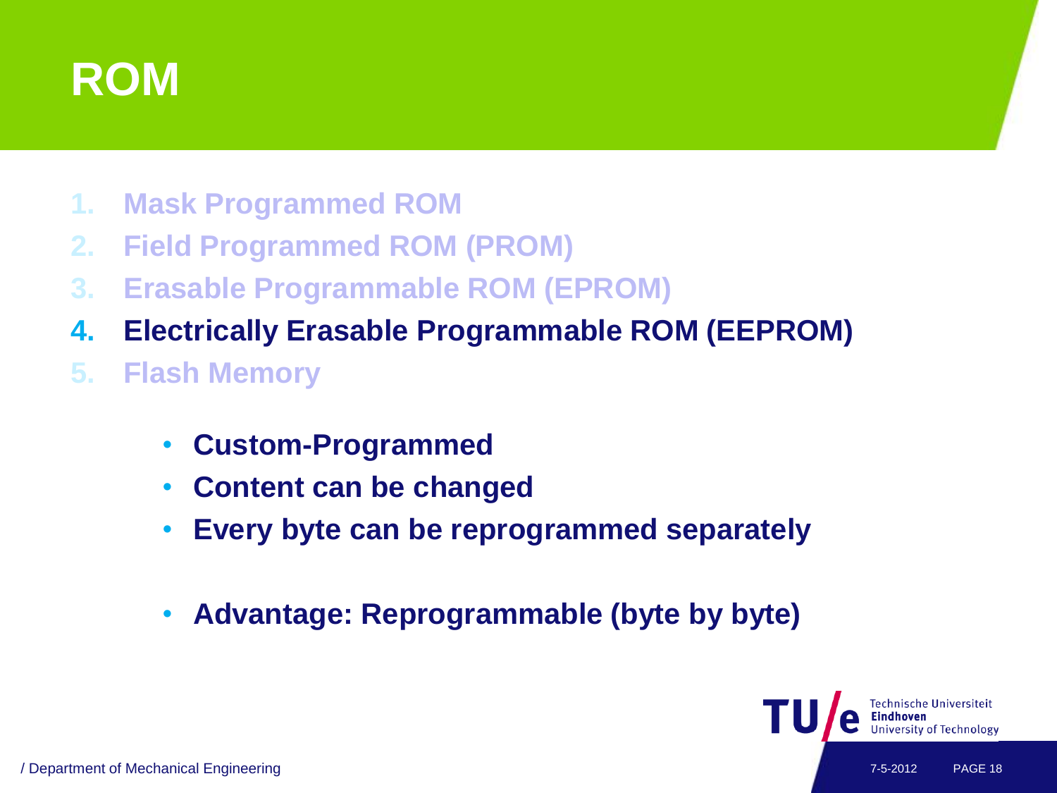# ROM

1. Mask Programmed ROM
2. Field Programmed ROM (PROM)
3. Erasable Programmable ROM (EPROM)
4. **Electrically Erasable Programmable ROM (EEPROM)**
5. Flash Memory

- **Custom-Programmed**
- **Content can be changed**
- **Every byte can be reprogrammed separately**

- **Advantage: Reprogrammable (byte by byte)**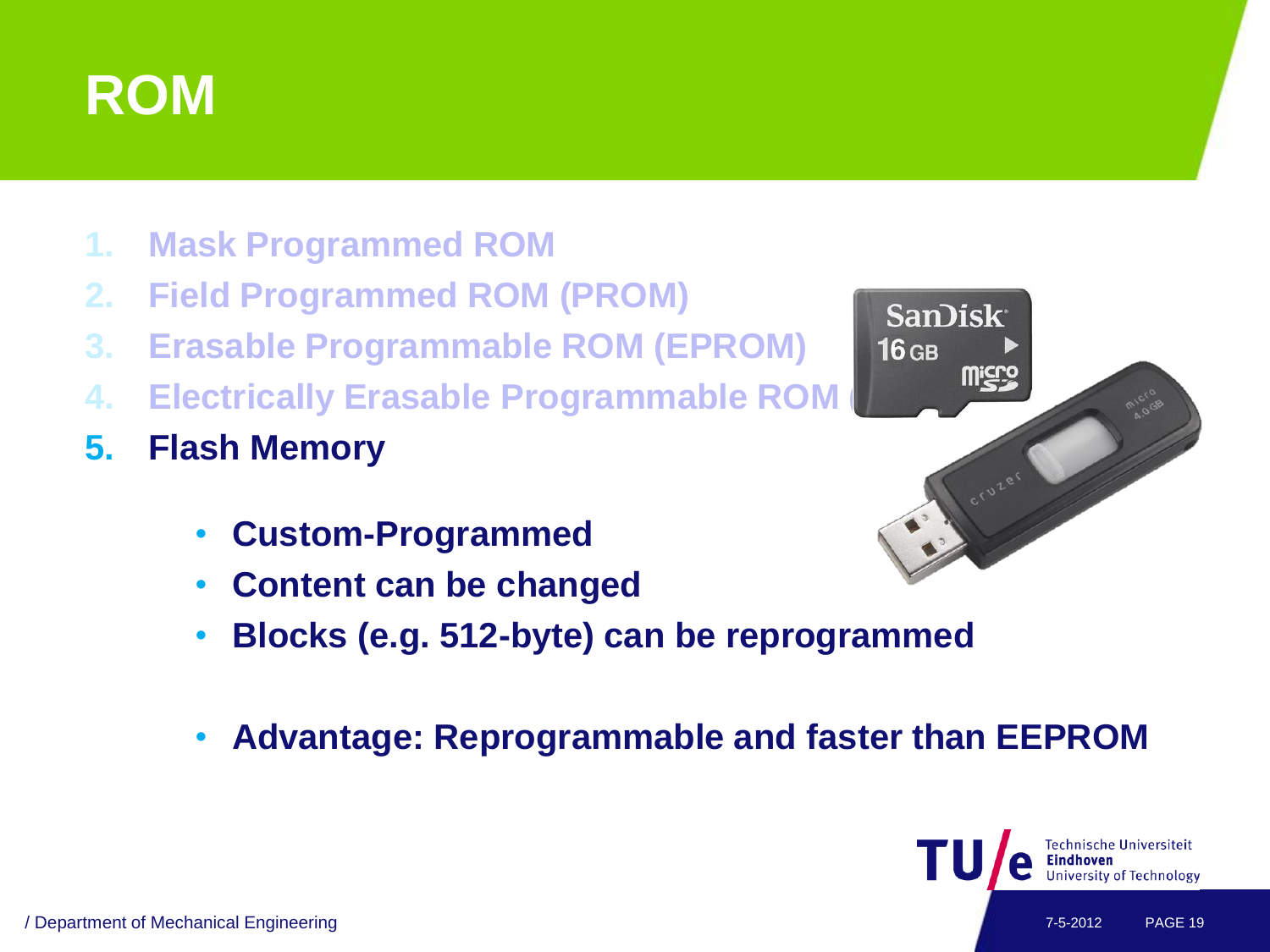# ROM

1. Mask Programmed ROM
2. Field Programmed ROM (PROM)
3. Erasable Programmable ROM (EPROM)
4. Electrically Erasable Programmable ROM (
5. **Flash Memory**
   - **Custom-Programmed**
   - **Content can be changed**
   - **Blocks (e.g. 512-byte) can be reprogrammed**

   - **Advantage: Reprogrammable and faster than EEPROM**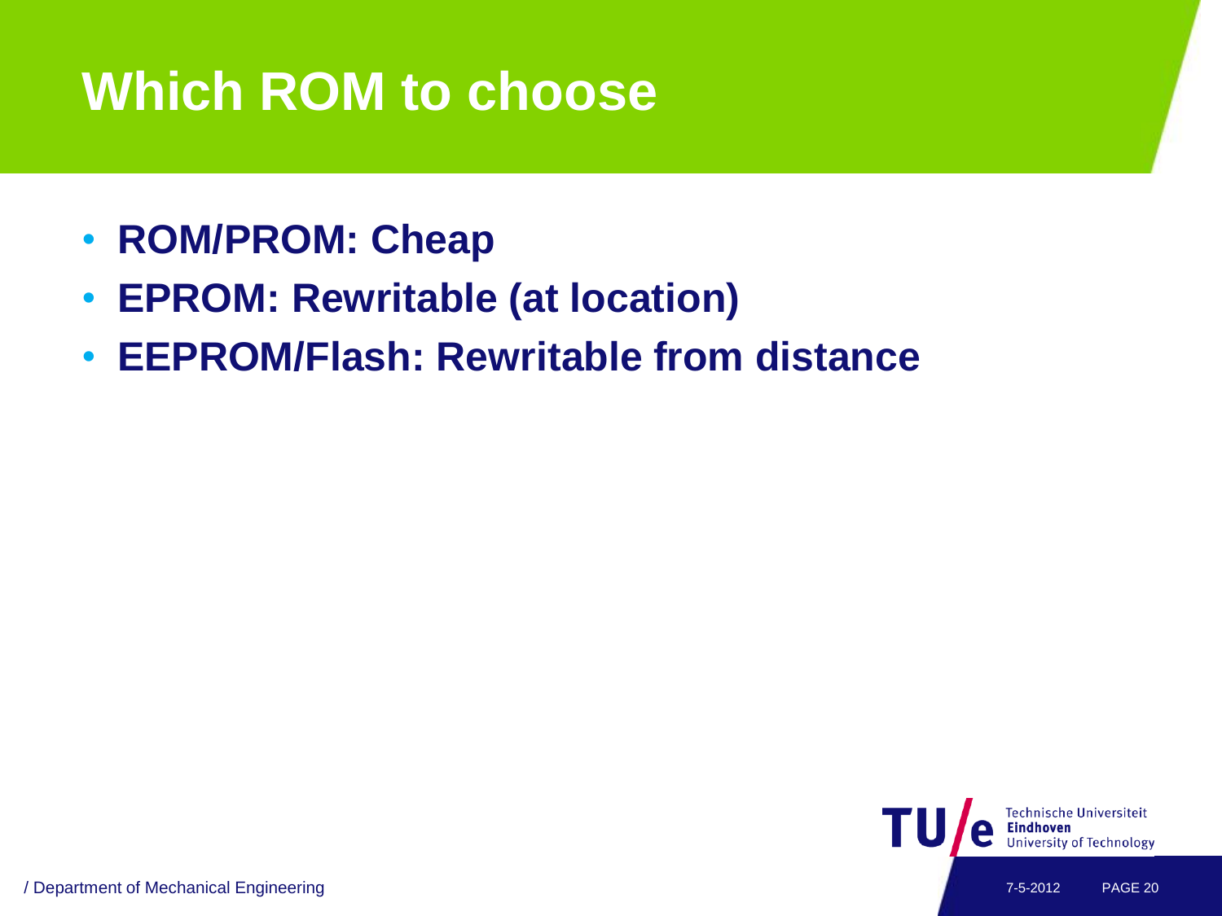# Which ROM to choose

- **ROM/PROM: Cheap**
- **EPROM: Rewritable (at location)**
- **EEPROM/Flash: Rewritable from distance**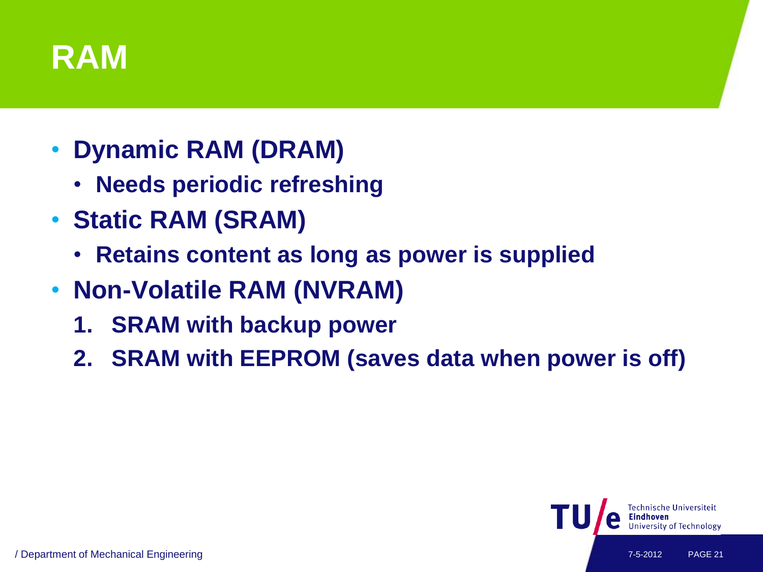# RAM

- **Dynamic RAM (DRAM)**
  - **Needs periodic refreshing**
- **Static RAM (SRAM)**
  - **Retains content as long as power is supplied**
- **Non-Volatile RAM (NVRAM)**
  1. **SRAM with backup power**
  2. **SRAM with EEPROM (saves data when power is off)**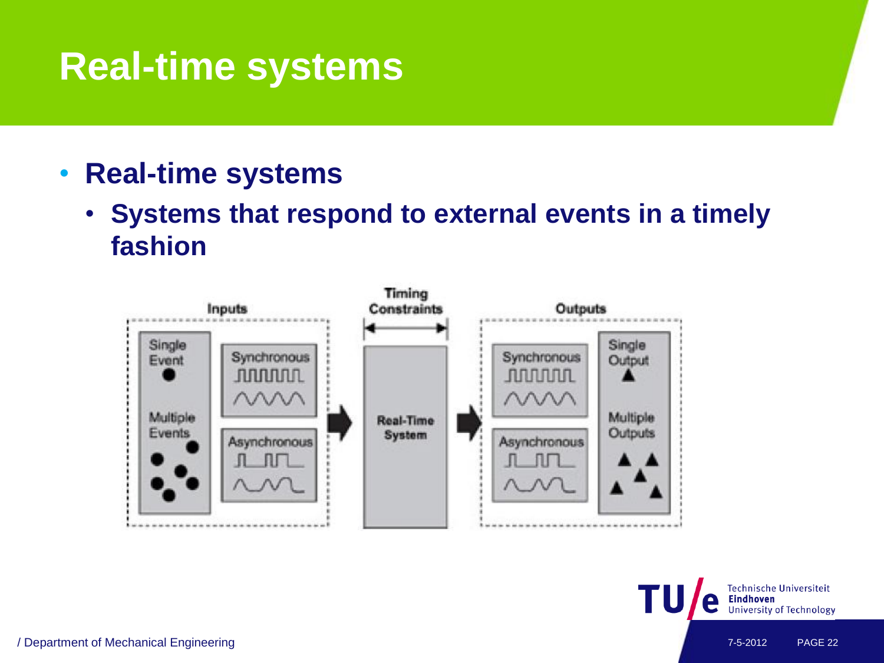# Real-time systems

- **Real-time systems**
  - **Systems that respond to external events in a timely fashion**

Inputs

Single Event

Multiple Events

Synchronous

Asynchronous

Timing Constraints

Real-Time System

Outputs

Synchronous

Asynchronous

Single Output

Multiple Outputs

/ Department of Mechanical Engineering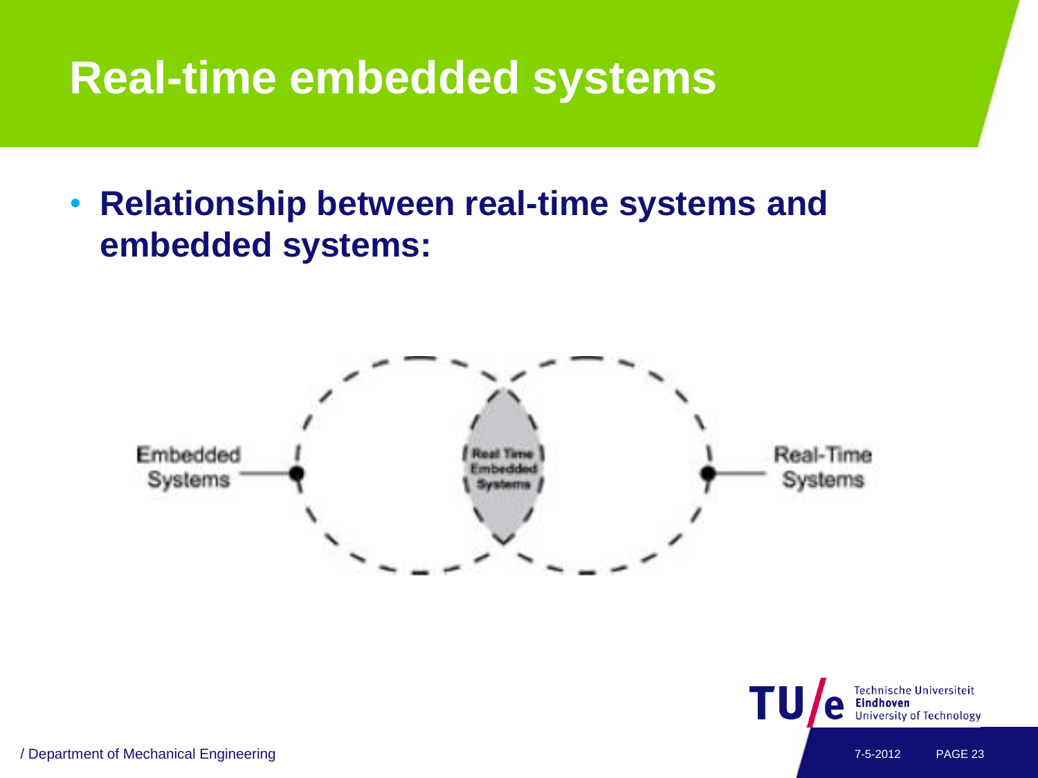# Real-time embedded systems

- **Relationship between real-time systems and embedded systems:**

Embedded Systems

Real Time Embedded Systems

Real-Time Systems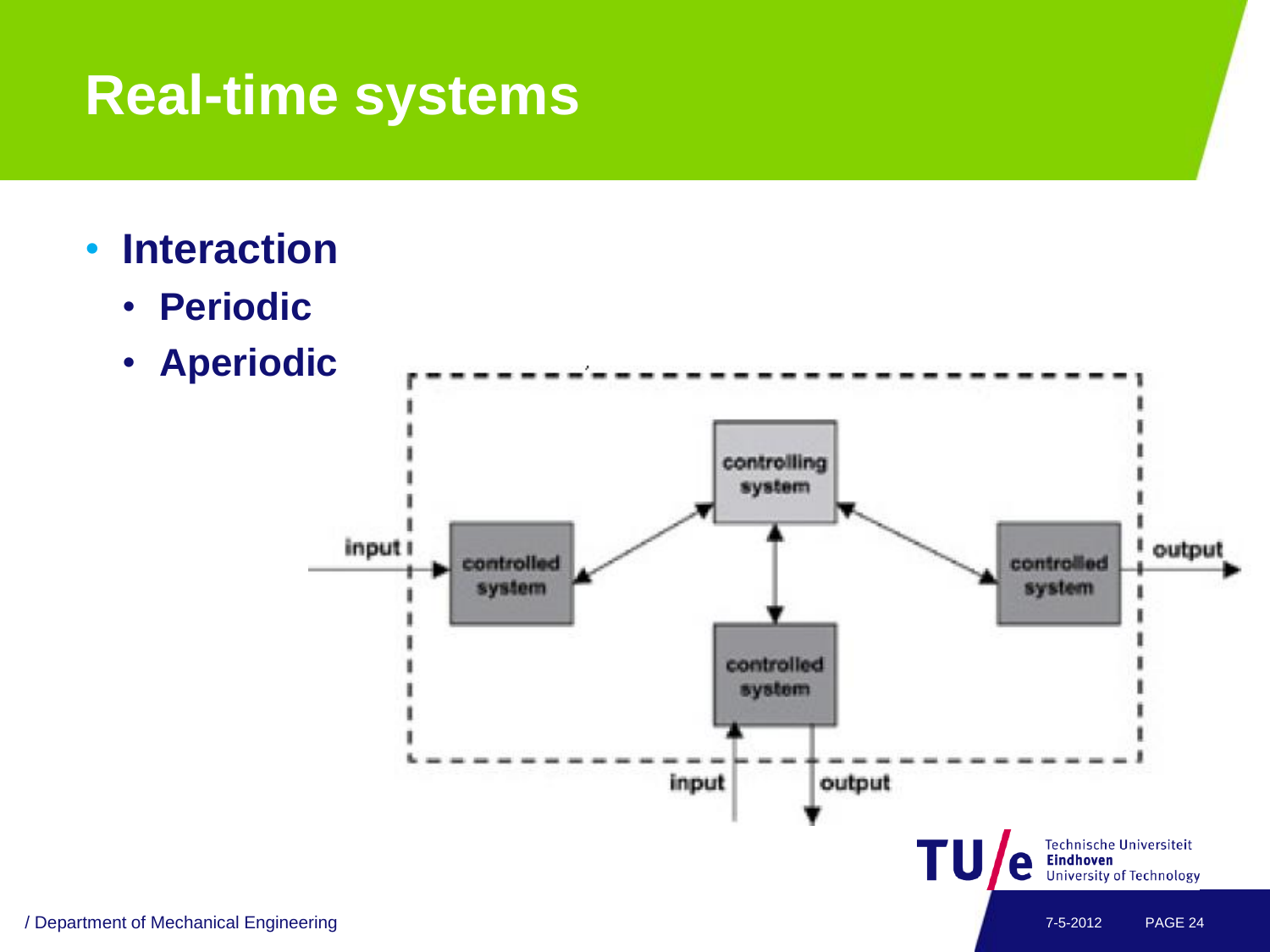# Real-time systems

- **Interaction**
  - **Periodic**
  - **Aperiodic**

input controlled system controlling system controlled system output controlled system input output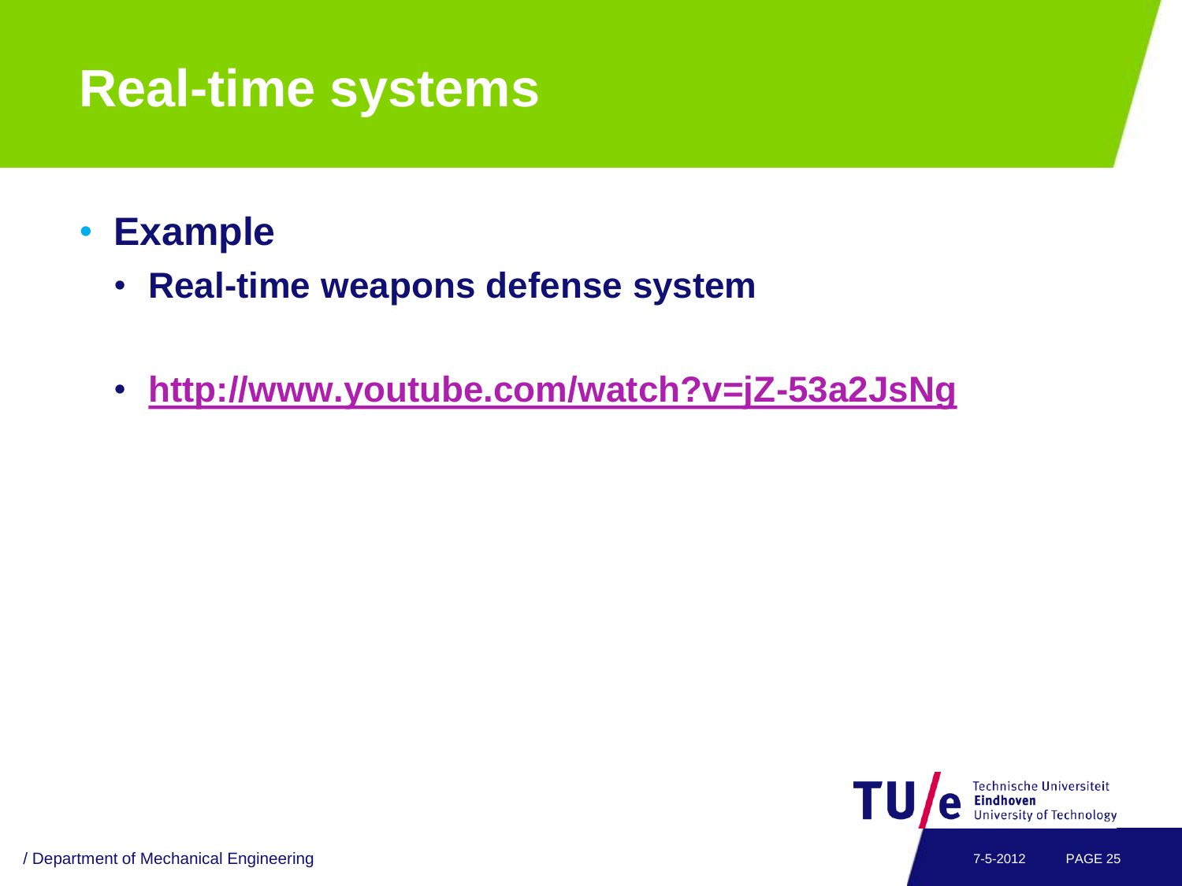# Real-time systems

- **Example**
  - **Real-time weapons defense system**
  - **http://www.youtube.com/watch?v=jZ-53a2JsNg**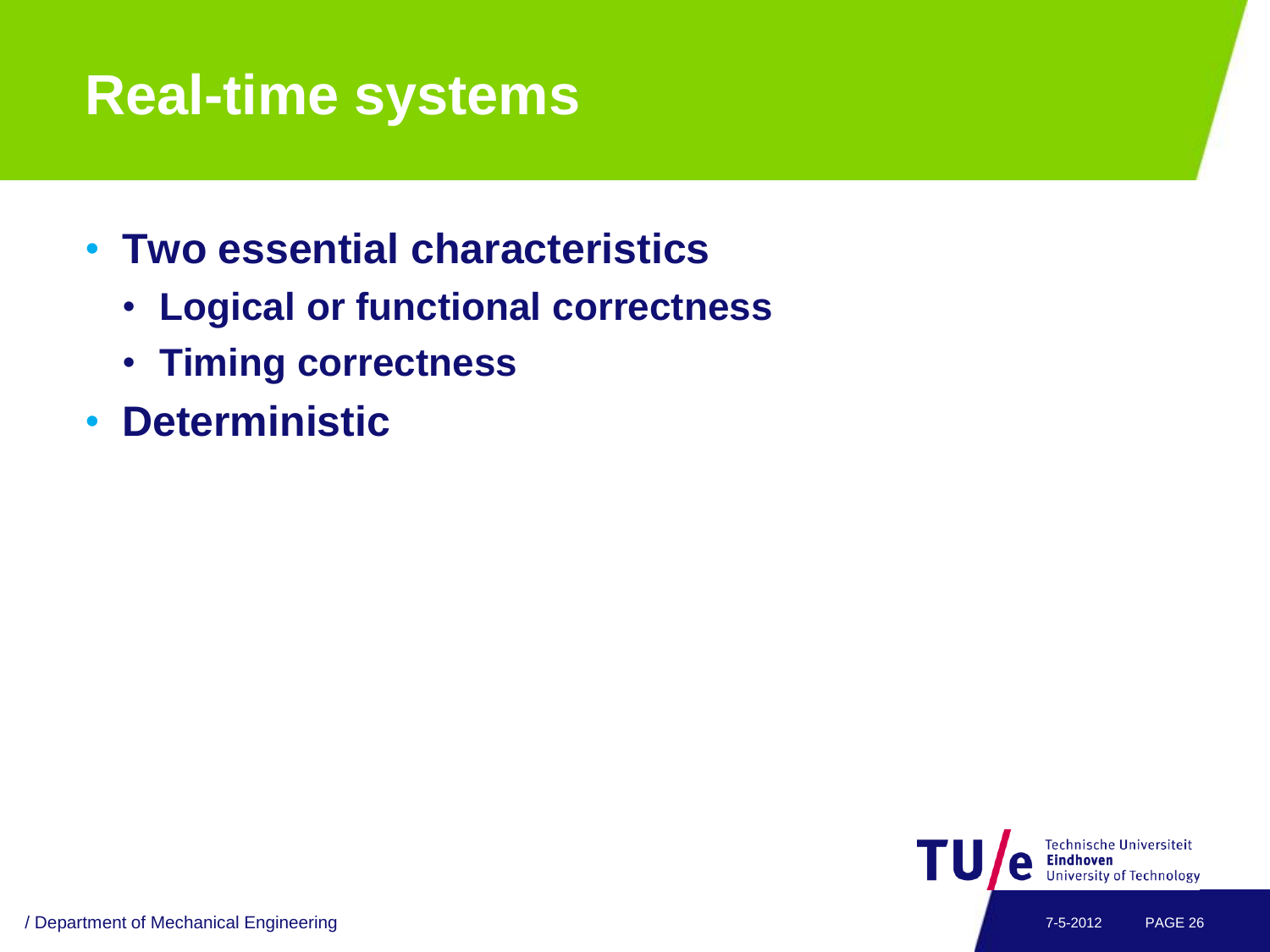# Real-time systems

- Two essential characteristics
  - Logical or functional correctness
  - Timing correctness
- Deterministic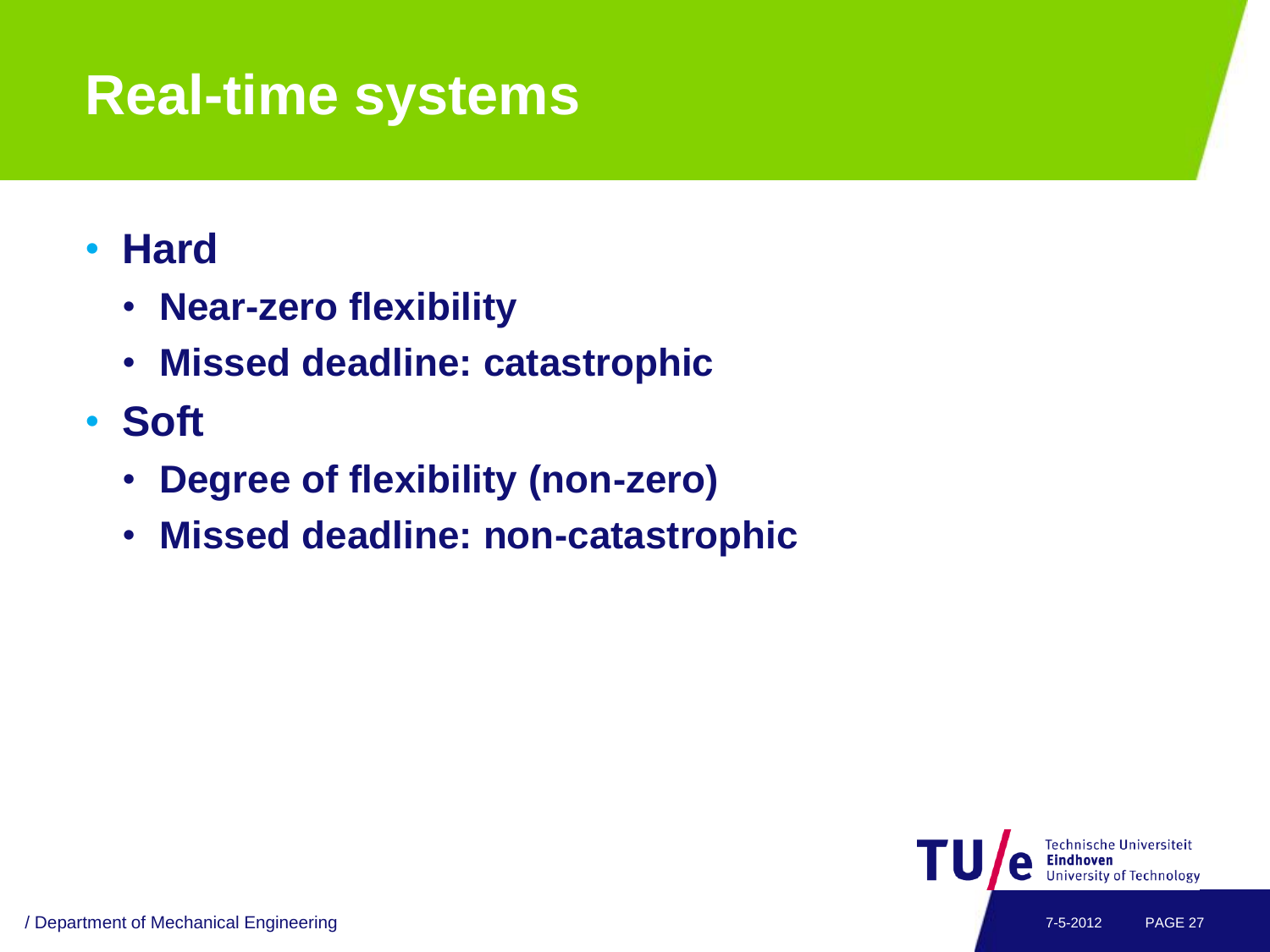# Real-time systems

- **Hard**
  - **Near-zero flexibility**
  - **Missed deadline: catastrophic**
- **Soft**
  - **Degree of flexibility (non-zero)**
  - **Missed deadline: non-catastrophic**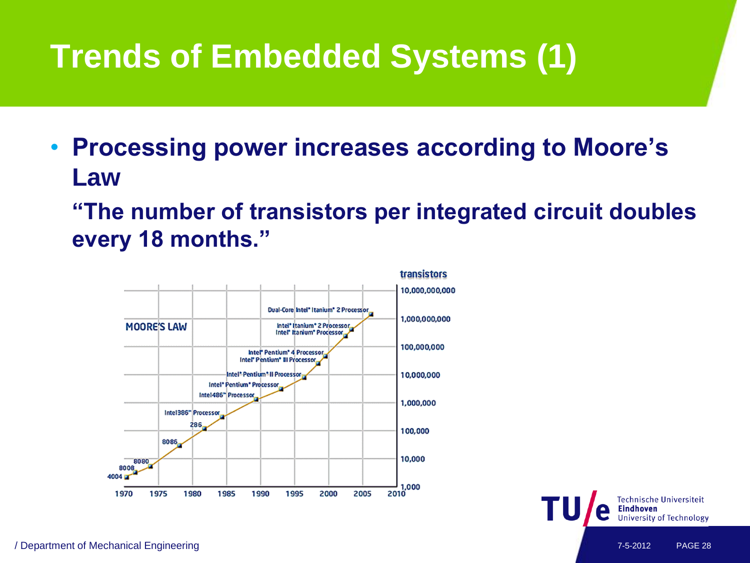# Trends of Embedded Systems (1)

- **Processing power increases according to Moore's Law**

  **"The number of transistors per integrated circuit doubles every 18 months."**

MOORE'S LAW

transistors

| Year | Processor |
|---|---|
| 1971 | 4004 |
| 1972 | 8008 |
| 1974 | 8080 |
| 1978 | 8086 |
| 1982 | 286 |
| 1985 | Intel386™ Processor |
| 1989 | Intel486™ Processor |
| 1993 | Intel® Pentium® Processor |
| 1997 | Intel® Pentium® II Processor |
| 1999 | Intel® Pentium® III Processor |
| 2000 | Intel® Pentium® 4 Processor |
| 2002 | Intel® Itanium® Processor |
| 2003 | Intel® Itanium® 2 Processor |
| 2006 | Dual-Core Intel® Itanium® 2 Processor |

Y-axis (transistors): 1,000; 10,000; 100,000; 1,000,000; 10,000,000; 100,000,000; 1,000,000,000; 10,000,000,000

X-axis: 1970, 1975, 1980, 1985, 1990, 1995, 2000, 2005, 2010

/ Department of Mechanical Engineering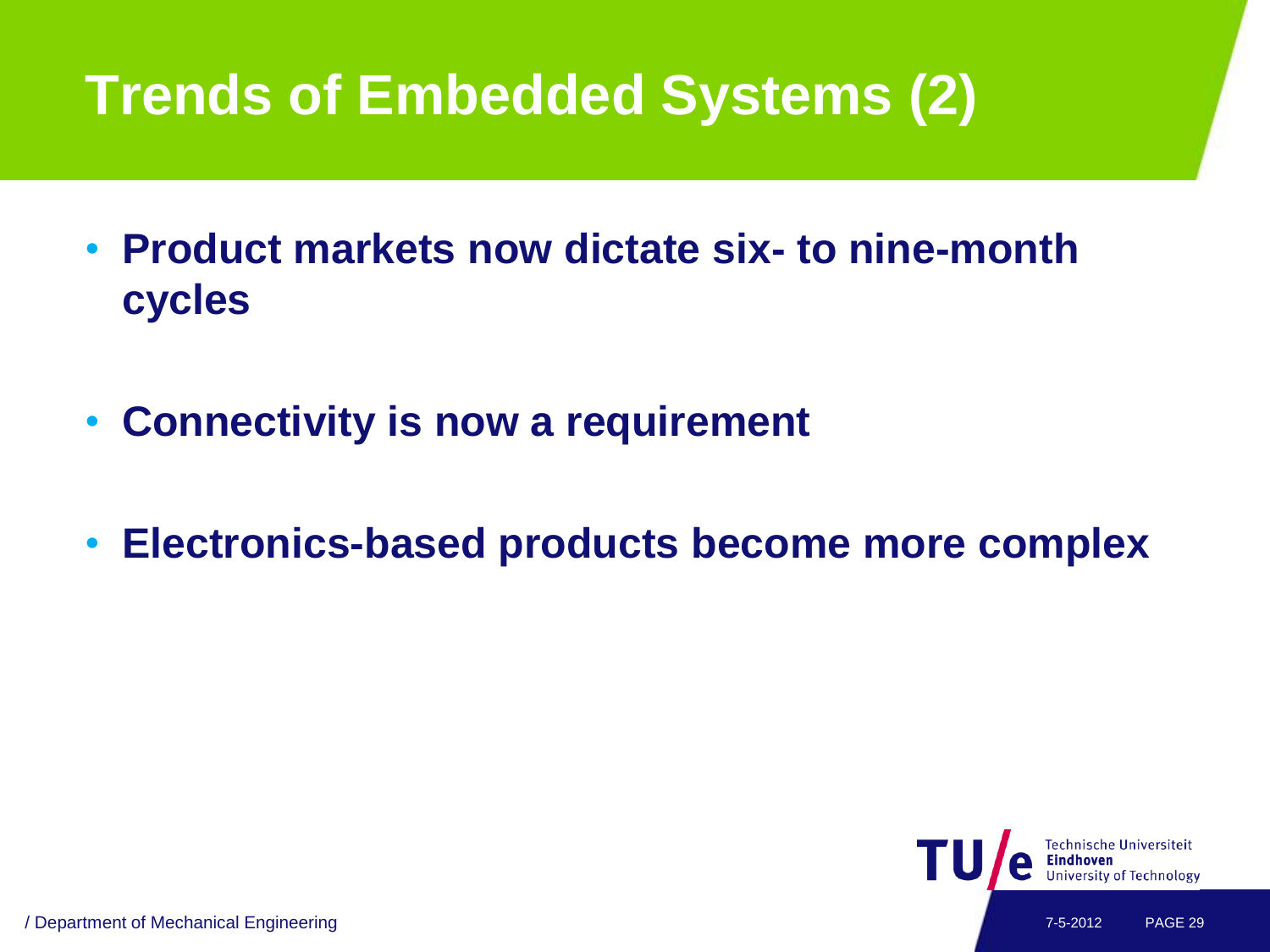# Trends of Embedded Systems (2)

- **Product markets now dictate six- to nine-month cycles**
- **Connectivity is now a requirement**
- **Electronics-based products become more complex**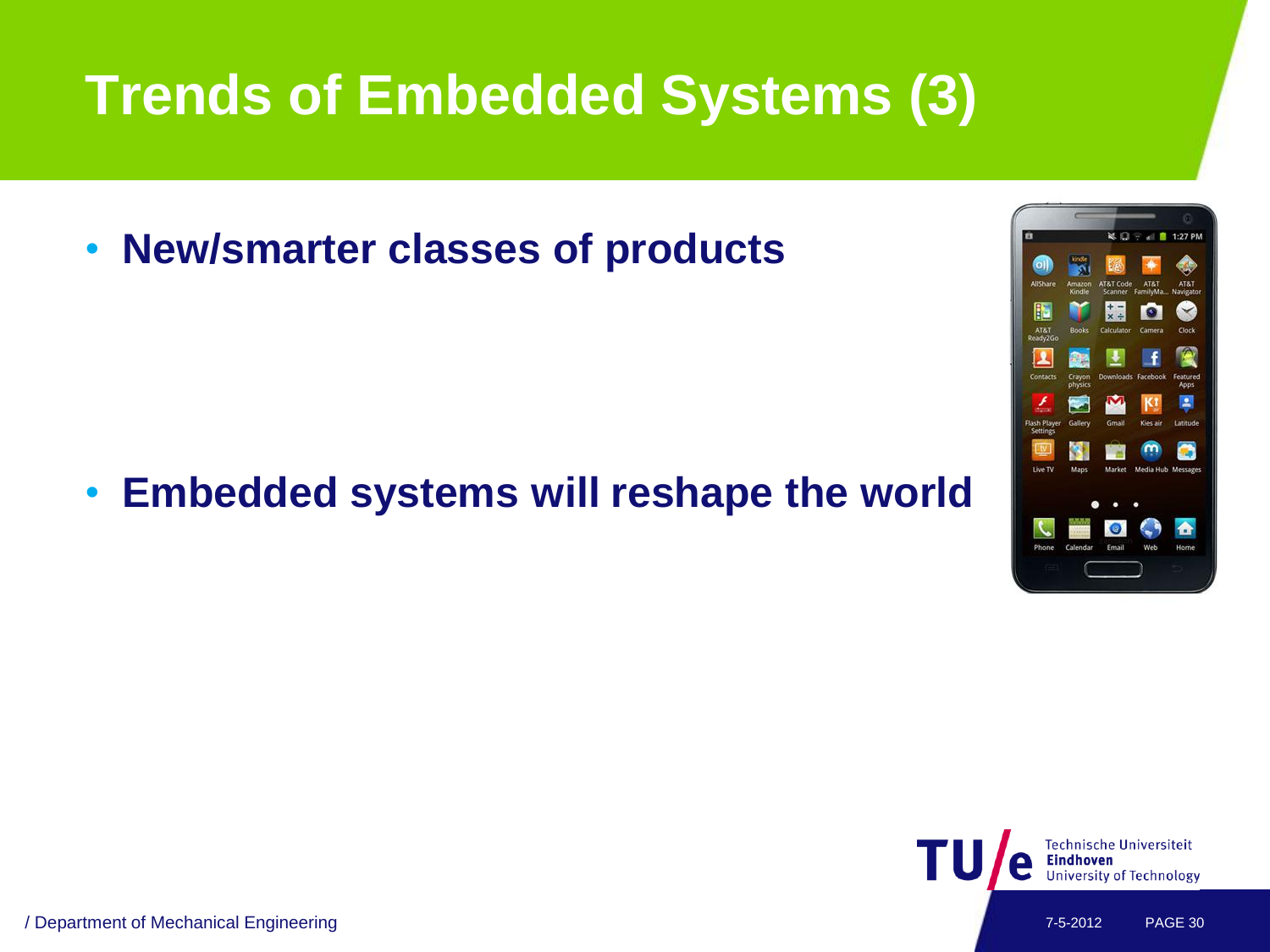# Trends of Embedded Systems (3)

- **New/smarter classes of products**

- **Embedded systems will reshape the world**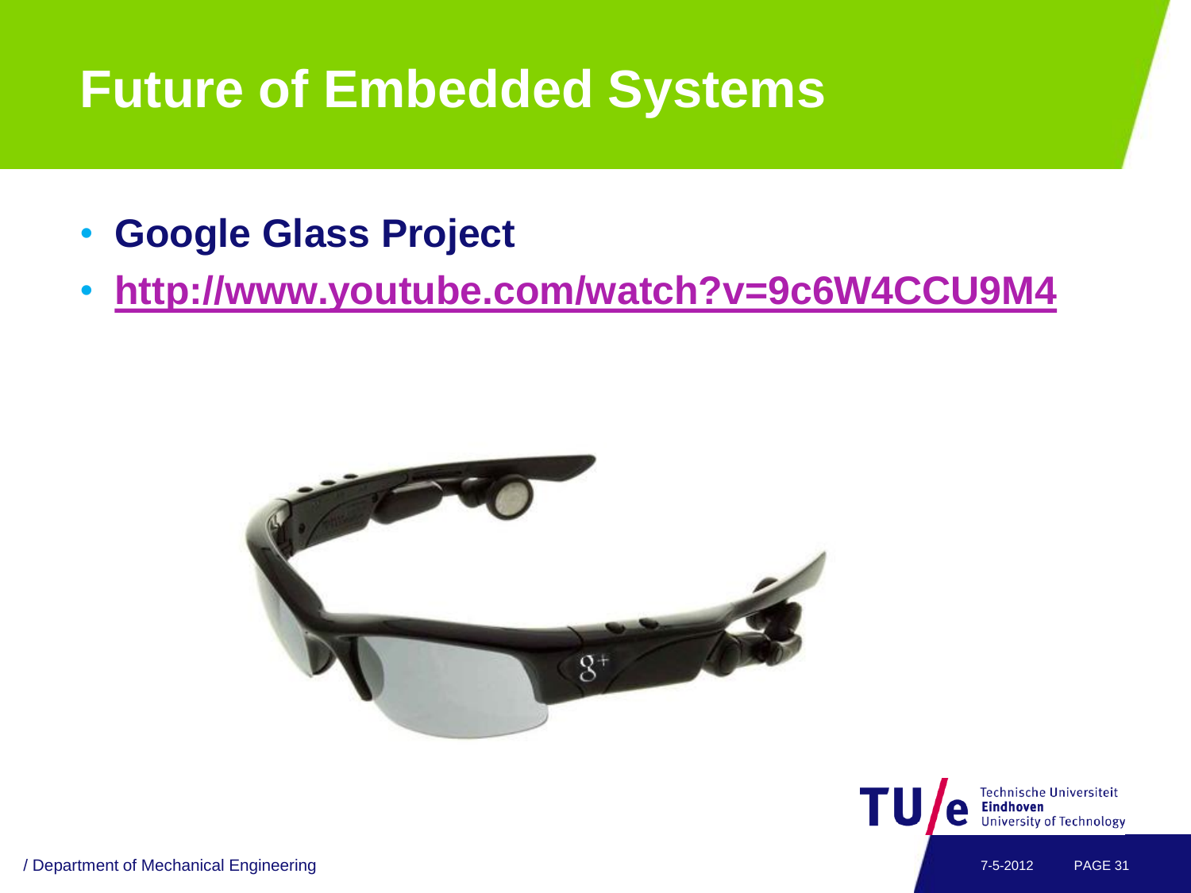# Future of Embedded Systems

- **Google Glass Project**
- **http://www.youtube.com/watch?v=9c6W4CCU9M4**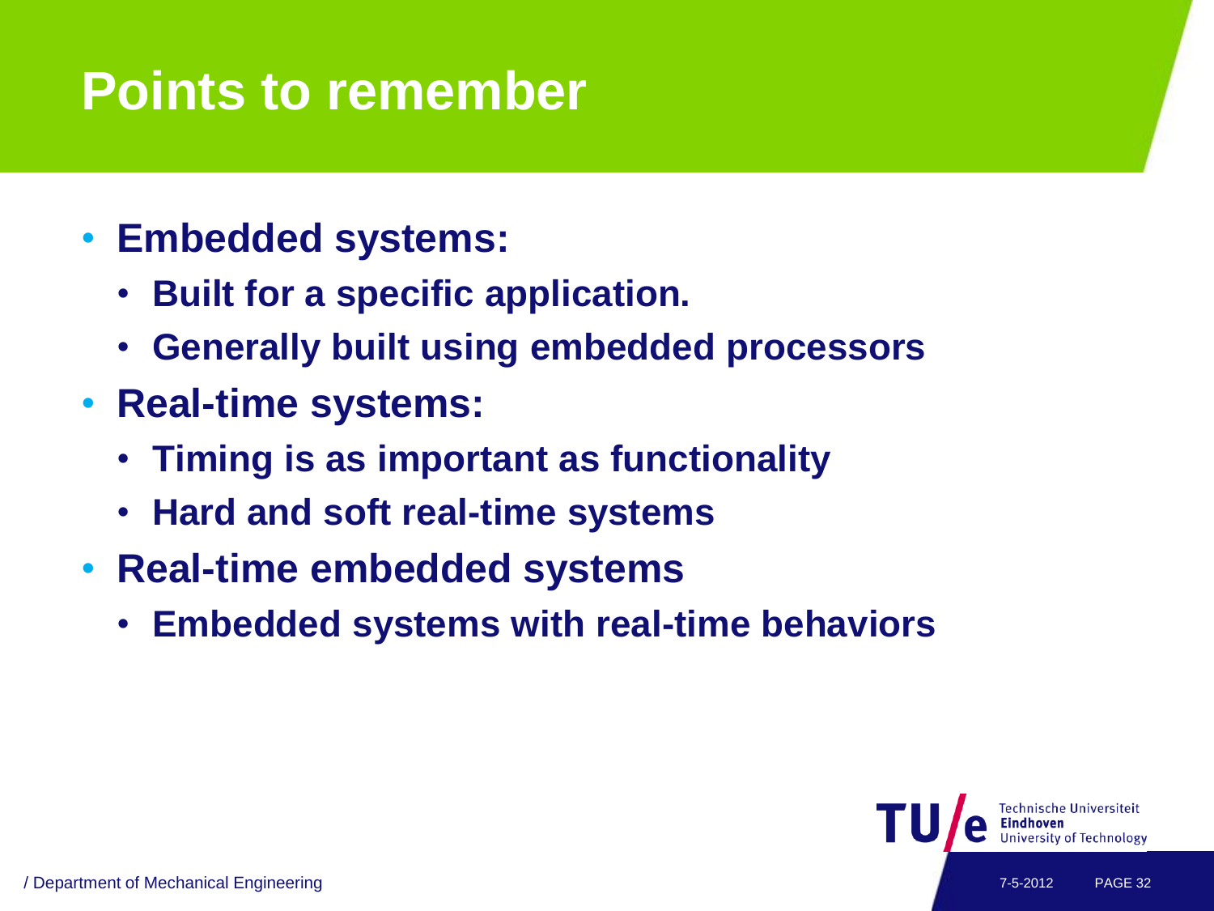# Points to remember

- **Embedded systems:**
  - **Built for a specific application.**
  - **Generally built using embedded processors**
- **Real-time systems:**
  - **Timing is as important as functionality**
  - **Hard and soft real-time systems**
- **Real-time embedded systems**
  - **Embedded systems with real-time behaviors**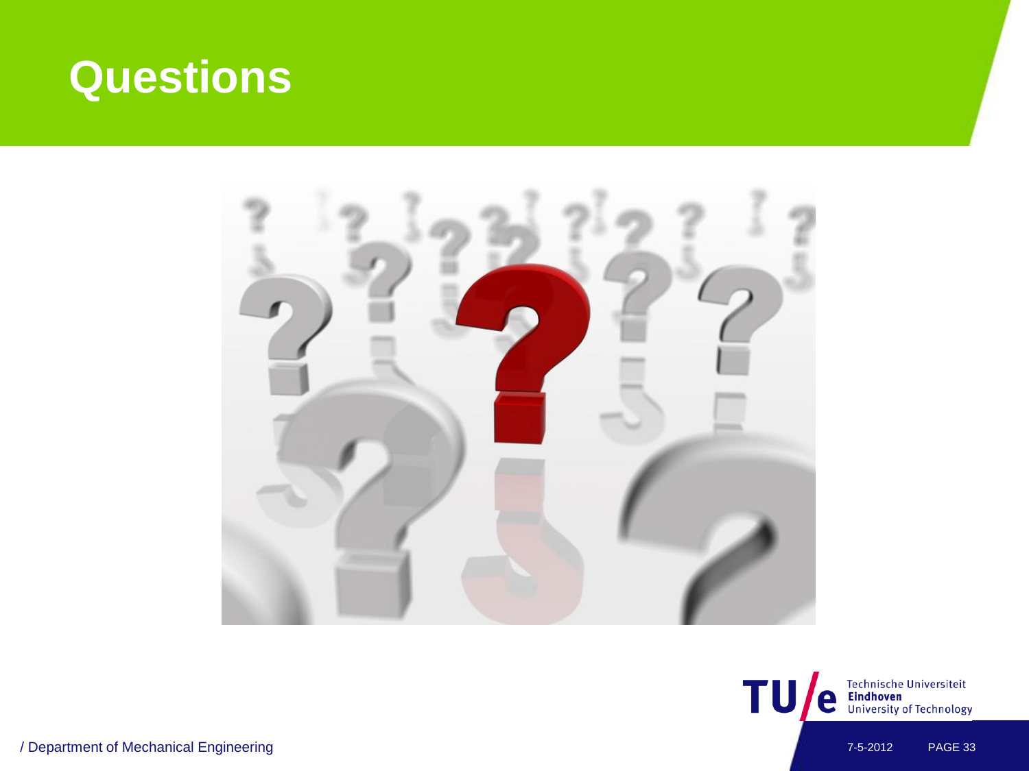# Questions